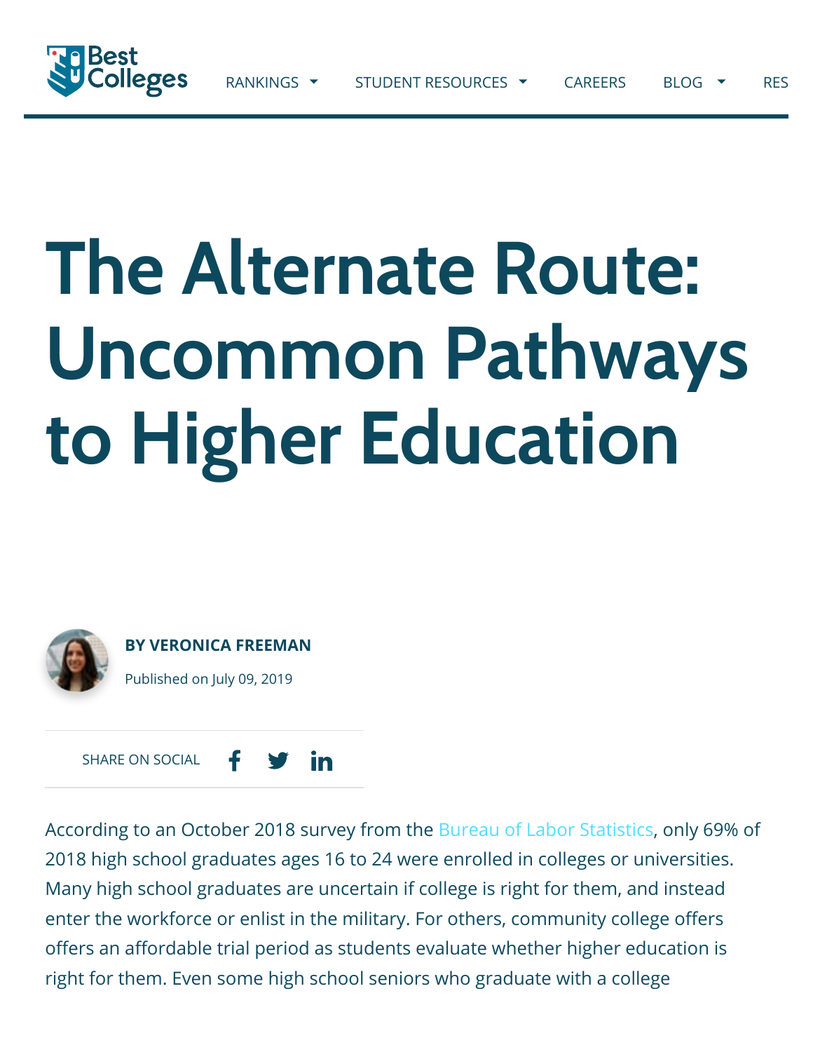# The Alternate Route: Uncommon Pathways to Higher Education

**BY VERONICA FREEMAN**

Published on July 09, 2019

SHARE ON SOCIAL

According to an October 2018 survey from the Bureau of Labor Statistics, only 69% of 2018 high school graduates ages 16 to 24 were enrolled in colleges or universities. Many high school graduates are uncertain if college is right for them, and instead enter the workforce or enlist in the military. For others, community college offers offers an affordable trial period as students evaluate whether higher education is right for them. Even some high school seniors who graduate with a college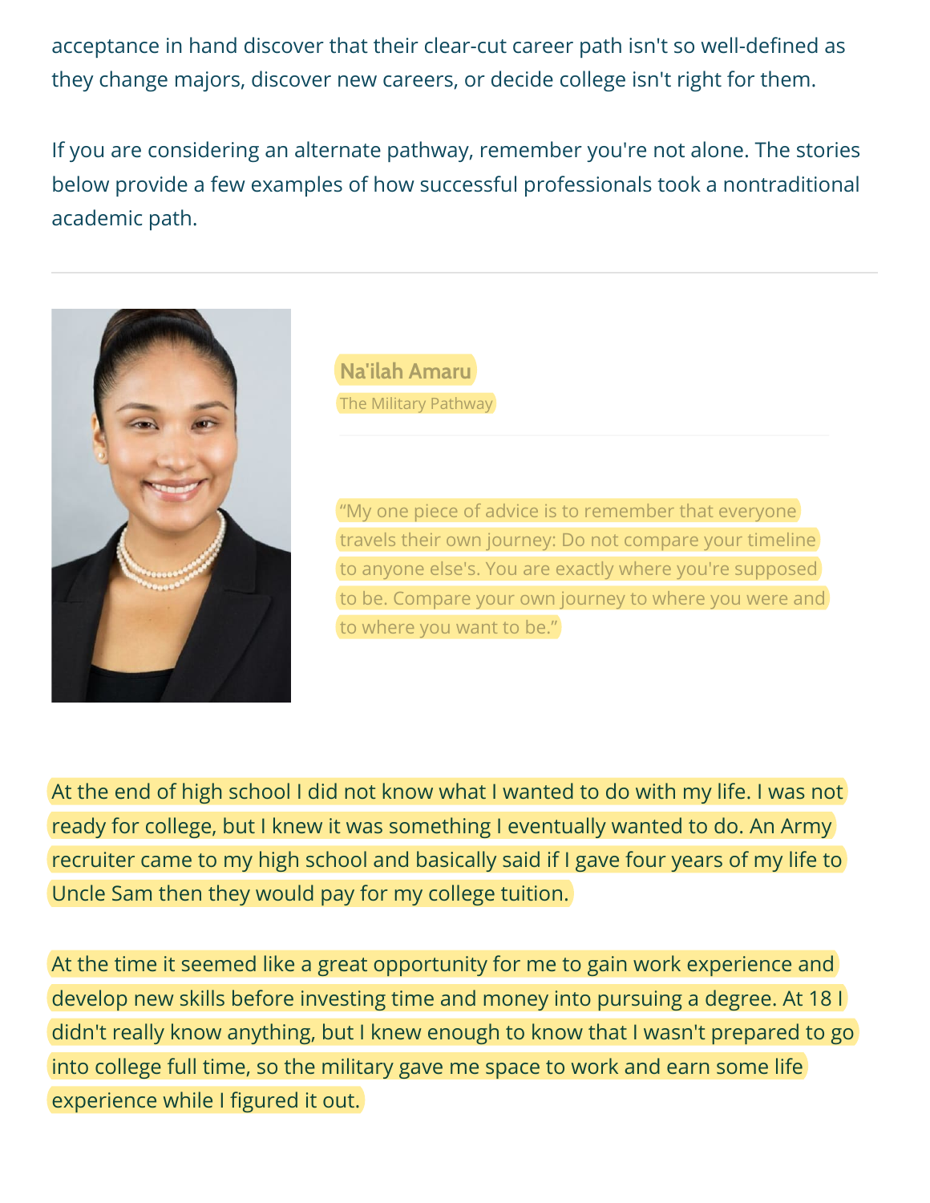acceptance in hand discover that their clear-cut career path isn't so well-defined as they change majors, discover new careers, or decide college isn't right for them.

If you are considering an alternate pathway, remember you're not alone. The stories below provide a few examples of how successful professionals took a nontraditional academic path.

---

### Na'ilah Amaru

The Military Pathway

"My one piece of advice is to remember that everyone travels their own journey: Do not compare your timeline to anyone else's. You are exactly where you're supposed to be. Compare your own journey to where you were and to where you want to be."

At the end of high school I did not know what I wanted to do with my life. I was not ready for college, but I knew it was something I eventually wanted to do. An Army recruiter came to my high school and basically said if I gave four years of my life to Uncle Sam then they would pay for my college tuition.

At the time it seemed like a great opportunity for me to gain work experience and develop new skills before investing time and money into pursuing a degree. At 18 I didn't really know anything, but I knew enough to know that I wasn't prepared to go into college full time, so the military gave me space to work and earn some life experience while I figured it out.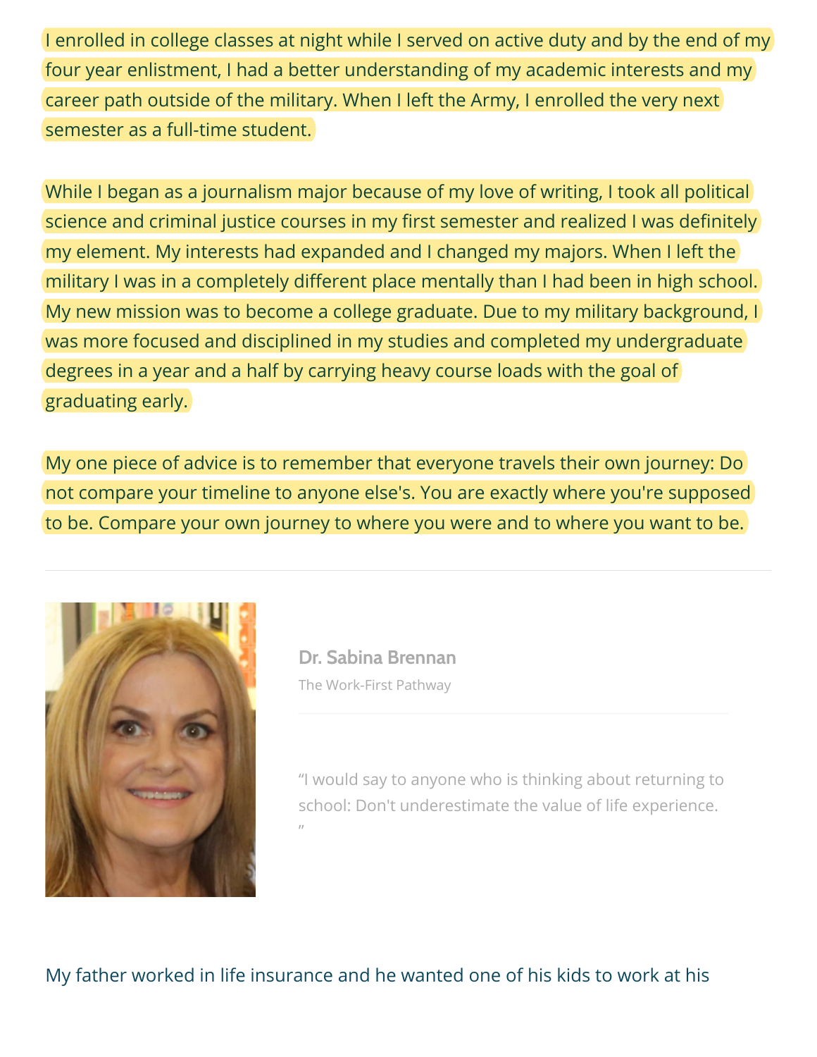I enrolled in college classes at night while I served on active duty and by the end of my four year enlistment, I had a better understanding of my academic interests and my career path outside of the military. When I left the Army, I enrolled the very next semester as a full-time student.

While I began as a journalism major because of my love of writing, I took all political science and criminal justice courses in my first semester and realized I was definitely my element. My interests had expanded and I changed my majors. When I left the military I was in a completely different place mentally than I had been in high school. My new mission was to become a college graduate. Due to my military background, I was more focused and disciplined in my studies and completed my undergraduate degrees in a year and a half by carrying heavy course loads with the goal of graduating early.

My one piece of advice is to remember that everyone travels their own journey: Do not compare your timeline to anyone else's. You are exactly where you're supposed to be. Compare your own journey to where you were and to where you want to be.

---

**Dr. Sabina Brennan**

The Work-First Pathway

"I would say to anyone who is thinking about returning to school: Don't underestimate the value of life experience. "

My father worked in life insurance and he wanted one of his kids to work at his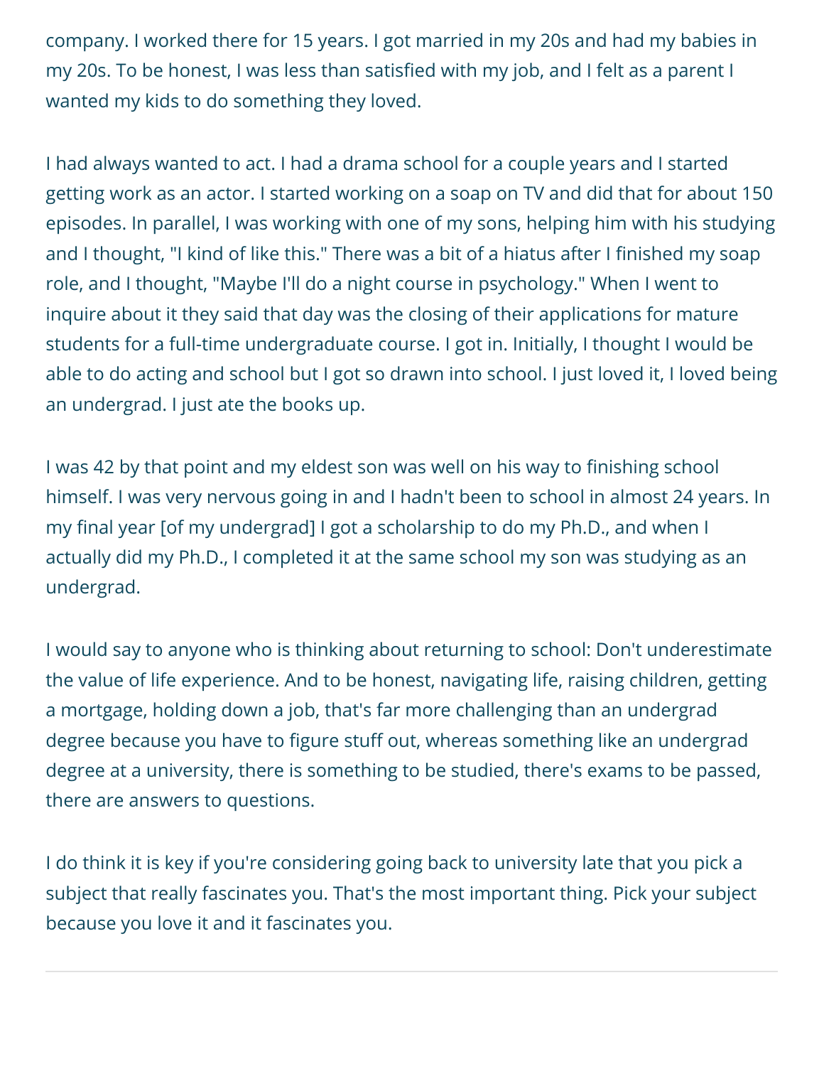company. I worked there for 15 years. I got married in my 20s and had my babies in my 20s. To be honest, I was less than satisfied with my job, and I felt as a parent I wanted my kids to do something they loved.

I had always wanted to act. I had a drama school for a couple years and I started getting work as an actor. I started working on a soap on TV and did that for about 150 episodes. In parallel, I was working with one of my sons, helping him with his studying and I thought, "I kind of like this." There was a bit of a hiatus after I finished my soap role, and I thought, "Maybe I'll do a night course in psychology." When I went to inquire about it they said that day was the closing of their applications for mature students for a full-time undergraduate course. I got in. Initially, I thought I would be able to do acting and school but I got so drawn into school. I just loved it, I loved being an undergrad. I just ate the books up.

I was 42 by that point and my eldest son was well on his way to finishing school himself. I was very nervous going in and I hadn't been to school in almost 24 years. In my final year [of my undergrad] I got a scholarship to do my Ph.D., and when I actually did my Ph.D., I completed it at the same school my son was studying as an undergrad.

I would say to anyone who is thinking about returning to school: Don't underestimate the value of life experience. And to be honest, navigating life, raising children, getting a mortgage, holding down a job, that's far more challenging than an undergrad degree because you have to figure stuff out, whereas something like an undergrad degree at a university, there is something to be studied, there's exams to be passed, there are answers to questions.

I do think it is key if you're considering going back to university late that you pick a subject that really fascinates you. That's the most important thing. Pick your subject because you love it and it fascinates you.

---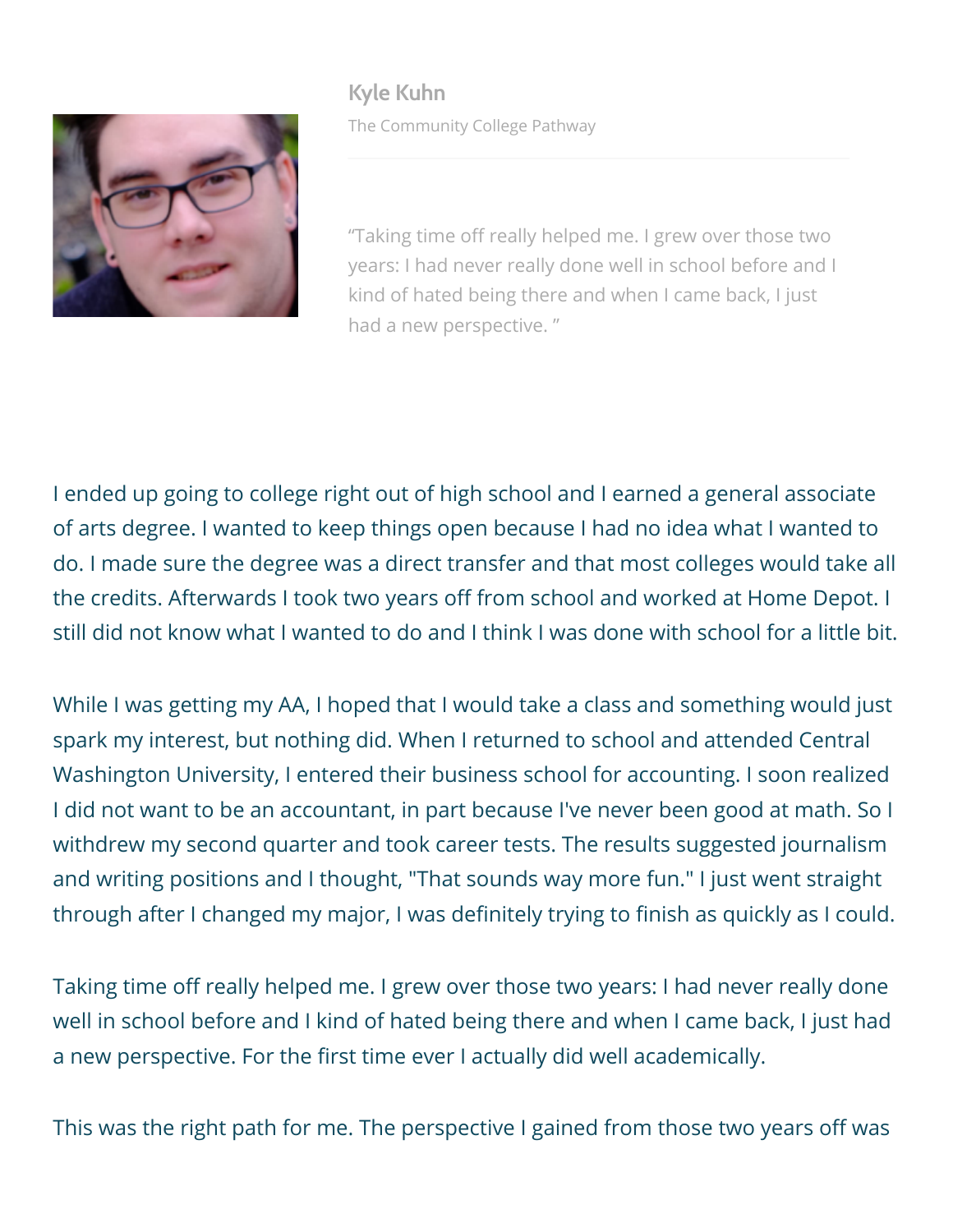## Kyle Kuhn

The Community College Pathway

> "Taking time off really helped me. I grew over those two years: I had never really done well in school before and I kind of hated being there and when I came back, I just had a new perspective. "

I ended up going to college right out of high school and I earned a general associate of arts degree. I wanted to keep things open because I had no idea what I wanted to do. I made sure the degree was a direct transfer and that most colleges would take all the credits. Afterwards I took two years off from school and worked at Home Depot. I still did not know what I wanted to do and I think I was done with school for a little bit.

While I was getting my AA, I hoped that I would take a class and something would just spark my interest, but nothing did. When I returned to school and attended Central Washington University, I entered their business school for accounting. I soon realized I did not want to be an accountant, in part because I've never been good at math. So I withdrew my second quarter and took career tests. The results suggested journalism and writing positions and I thought, "That sounds way more fun." I just went straight through after I changed my major, I was definitely trying to finish as quickly as I could.

Taking time off really helped me. I grew over those two years: I had never really done well in school before and I kind of hated being there and when I came back, I just had a new perspective. For the first time ever I actually did well academically.

This was the right path for me. The perspective I gained from those two years off was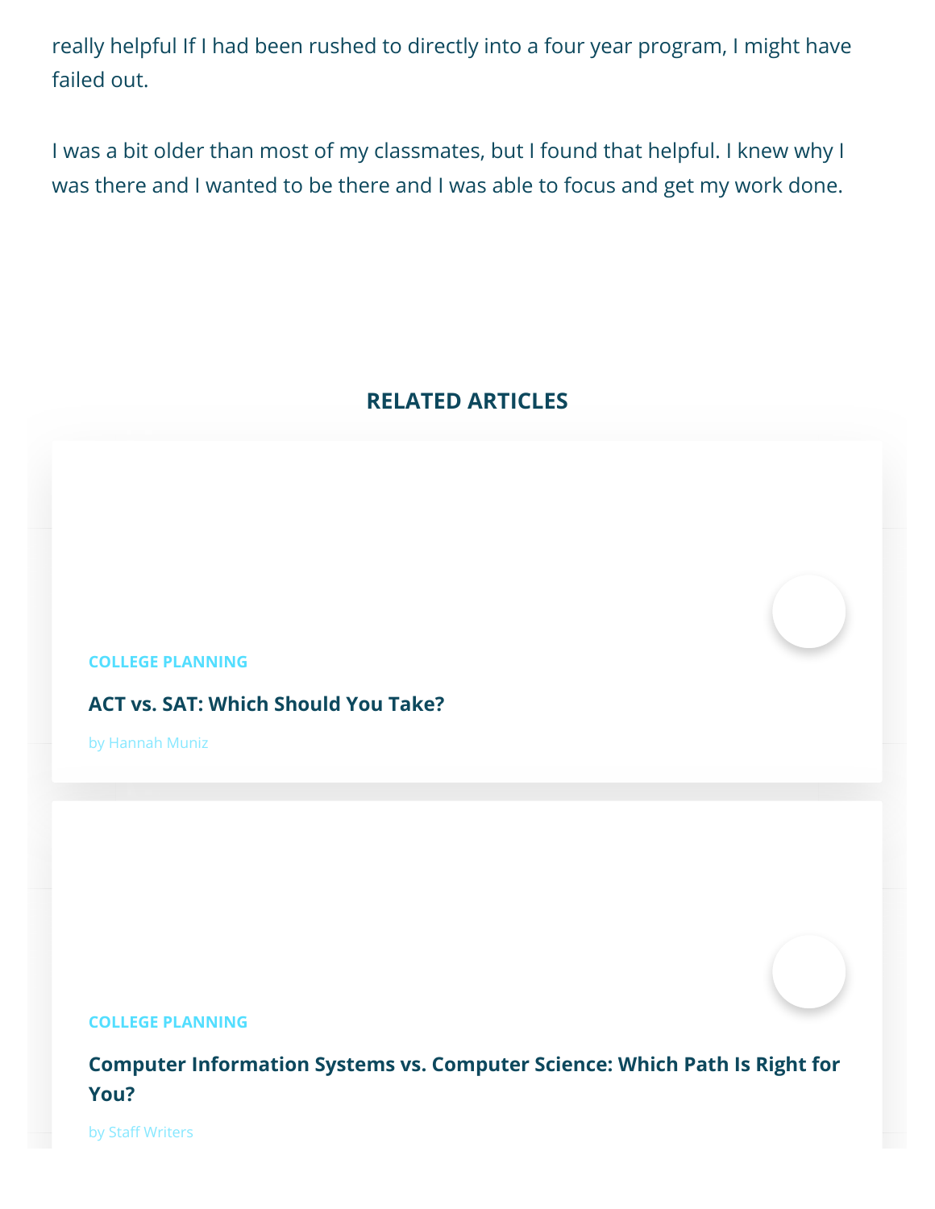really helpful If I had been rushed to directly into a four year program, I might have failed out.

I was a bit older than most of my classmates, but I found that helpful. I knew why I was there and I wanted to be there and I was able to focus and get my work done.

## RELATED ARTICLES

COLLEGE PLANNING

### ACT vs. SAT: Which Should You Take?

by Hannah Muniz

COLLEGE PLANNING

### Computer Information Systems vs. Computer Science: Which Path Is Right for You?

by Staff Writers